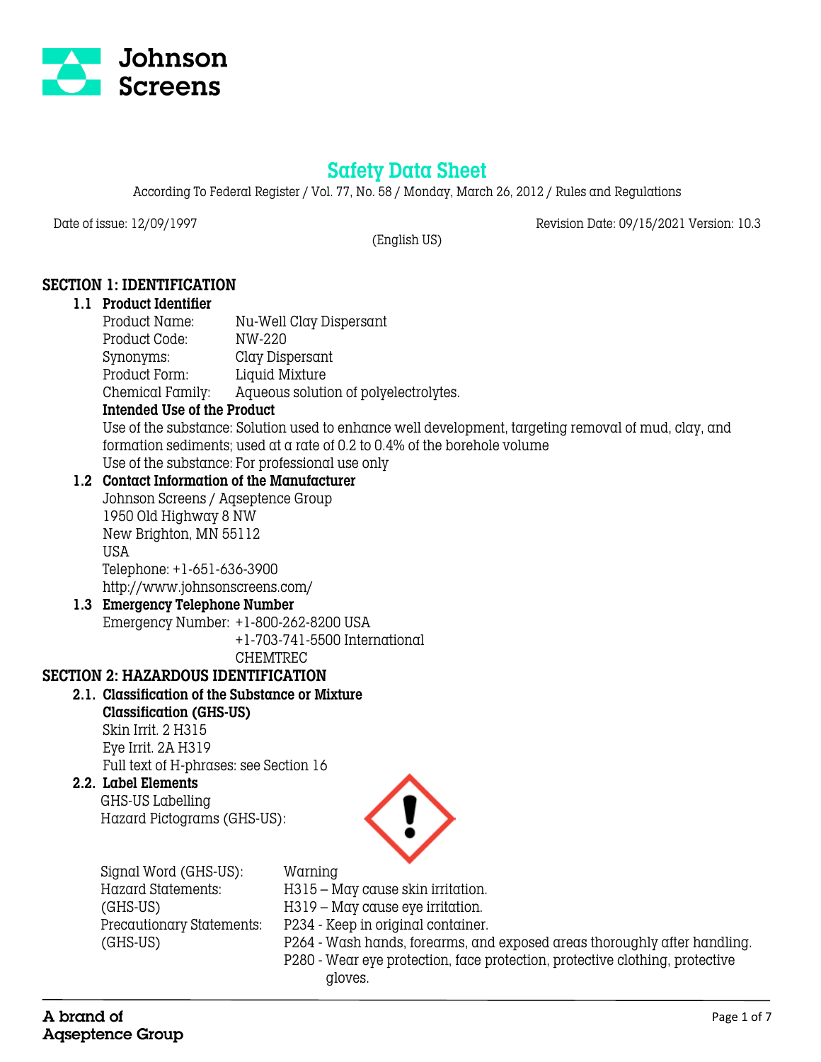Johnson Screens

# Safety Data Sheet

According To Federal Register / Vol. 77, No. 58 / Monday, March 26, 2012 / Rules and Regulations

Date of issue: 12/09/1997 Revision Date: 09/15/2021 Version: 10.3

(English US)

## SECTION 1: IDENTIFICATION

### 1.1 Product Identifier

Product Name: Nu-Well Clay Dispersant
Product Code: NW-220
Synonyms: Clay Dispersant
Product Form: Liquid Mixture
Chemical Family: Aqueous solution of polyelectrolytes.

**Intended Use of the Product**

Use of the substance: Solution used to enhance well development, targeting removal of mud, clay, and formation sediments; used at a rate of 0.2 to 0.4% of the borehole volume
Use of the substance: For professional use only

### 1.2 Contact Information of the Manufacturer

Johnson Screens / Aqseptence Group
1950 Old Highway 8 NW
New Brighton, MN 55112
USA
Telephone: +1-651-636-3900
http://www.johnsonscreens.com/

### 1.3 Emergency Telephone Number

Emergency Number: +1-800-262-8200 USA
+1-703-741-5500 International
CHEMTREC

## SECTION 2: HAZARDOUS IDENTIFICATION

### 2.1. Classification of the Substance or Mixture

**Classification (GHS-US)**

Skin Irrit. 2 H315
Eye Irrit. 2A H319
Full text of H-phrases: see Section 16

### 2.2. Label Elements

GHS-US Labelling
Hazard Pictograms (GHS-US):

Signal Word (GHS-US): Warning

Hazard Statements (GHS-US):
H315 – May cause skin irritation.
H319 – May cause eye irritation.

Precautionary Statements (GHS-US):
P234 - Keep in original container.
P264 - Wash hands, forearms, and exposed areas thoroughly after handling.
P280 - Wear eye protection, face protection, protective clothing, protective gloves.

A brand of Aqseptence Group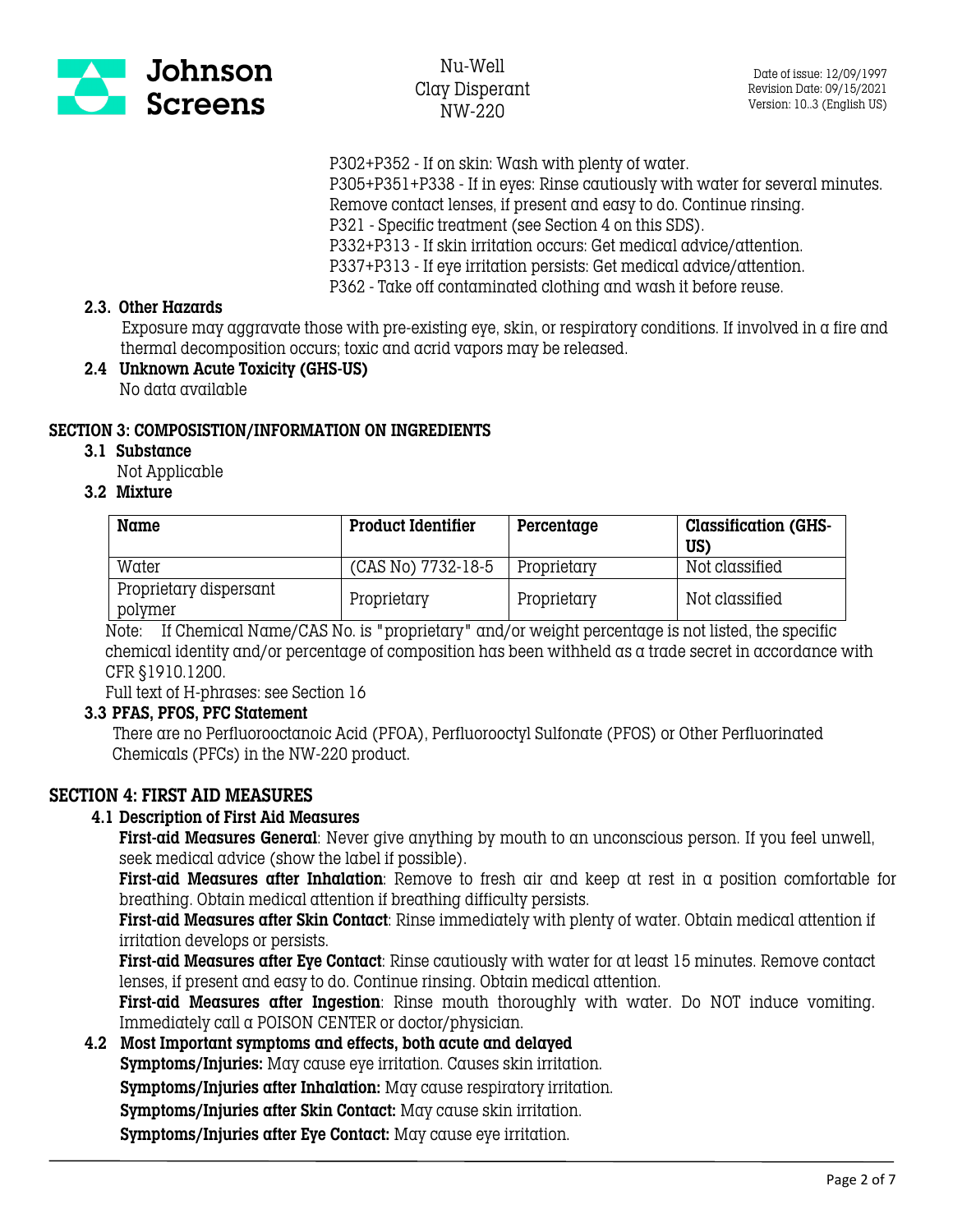P302+P352 - If on skin: Wash with plenty of water.
P305+P351+P338 - If in eyes: Rinse cautiously with water for several minutes. Remove contact lenses, if present and easy to do. Continue rinsing.
P321 - Specific treatment (see Section 4 on this SDS).
P332+P313 - If skin irritation occurs: Get medical advice/attention.
P337+P313 - If eye irritation persists: Get medical advice/attention.
P362 - Take off contaminated clothing and wash it before reuse.

### 2.3. Other Hazards

Exposure may aggravate those with pre-existing eye, skin, or respiratory conditions. If involved in a fire and thermal decomposition occurs; toxic and acrid vapors may be released.

### 2.4 Unknown Acute Toxicity (GHS-US)

No data available

## SECTION 3: COMPOSISTION/INFORMATION ON INGREDIENTS

### 3.1 Substance

Not Applicable

### 3.2 Mixture

| Name | Product Identifier | Percentage | Classification (GHS-US) |
|---|---|---|---|
| Water | (CAS No) 7732-18-5 | Proprietary | Not classified |
| Proprietary dispersant polymer | Proprietary | Proprietary | Not classified |

Note: If Chemical Name/CAS No. is "proprietary" and/or weight percentage is not listed, the specific chemical identity and/or percentage of composition has been withheld as a trade secret in accordance with CFR §1910.1200.

Full text of H-phrases: see Section 16

### 3.3 PFAS, PFOS, PFC Statement

There are no Perfluorooctanoic Acid (PFOA), Perfluorooctyl Sulfonate (PFOS) or Other Perfluorinated Chemicals (PFCs) in the NW-220 product.

## SECTION 4: FIRST AID MEASURES

### 4.1 Description of First Aid Measures

**First-aid Measures General**: Never give anything by mouth to an unconscious person. If you feel unwell, seek medical advice (show the label if possible).

**First-aid Measures after Inhalation**: Remove to fresh air and keep at rest in a position comfortable for breathing. Obtain medical attention if breathing difficulty persists.

**First-aid Measures after Skin Contact**: Rinse immediately with plenty of water. Obtain medical attention if irritation develops or persists.

**First-aid Measures after Eye Contact**: Rinse cautiously with water for at least 15 minutes. Remove contact lenses, if present and easy to do. Continue rinsing. Obtain medical attention.

**First-aid Measures after Ingestion**: Rinse mouth thoroughly with water. Do NOT induce vomiting. Immediately call a POISON CENTER or doctor/physician.

### 4.2 Most Important symptoms and effects, both acute and delayed

**Symptoms/Injuries:** May cause eye irritation. Causes skin irritation.

**Symptoms/Injuries after Inhalation:** May cause respiratory irritation.

**Symptoms/Injuries after Skin Contact:** May cause skin irritation.

**Symptoms/Injuries after Eye Contact:** May cause eye irritation.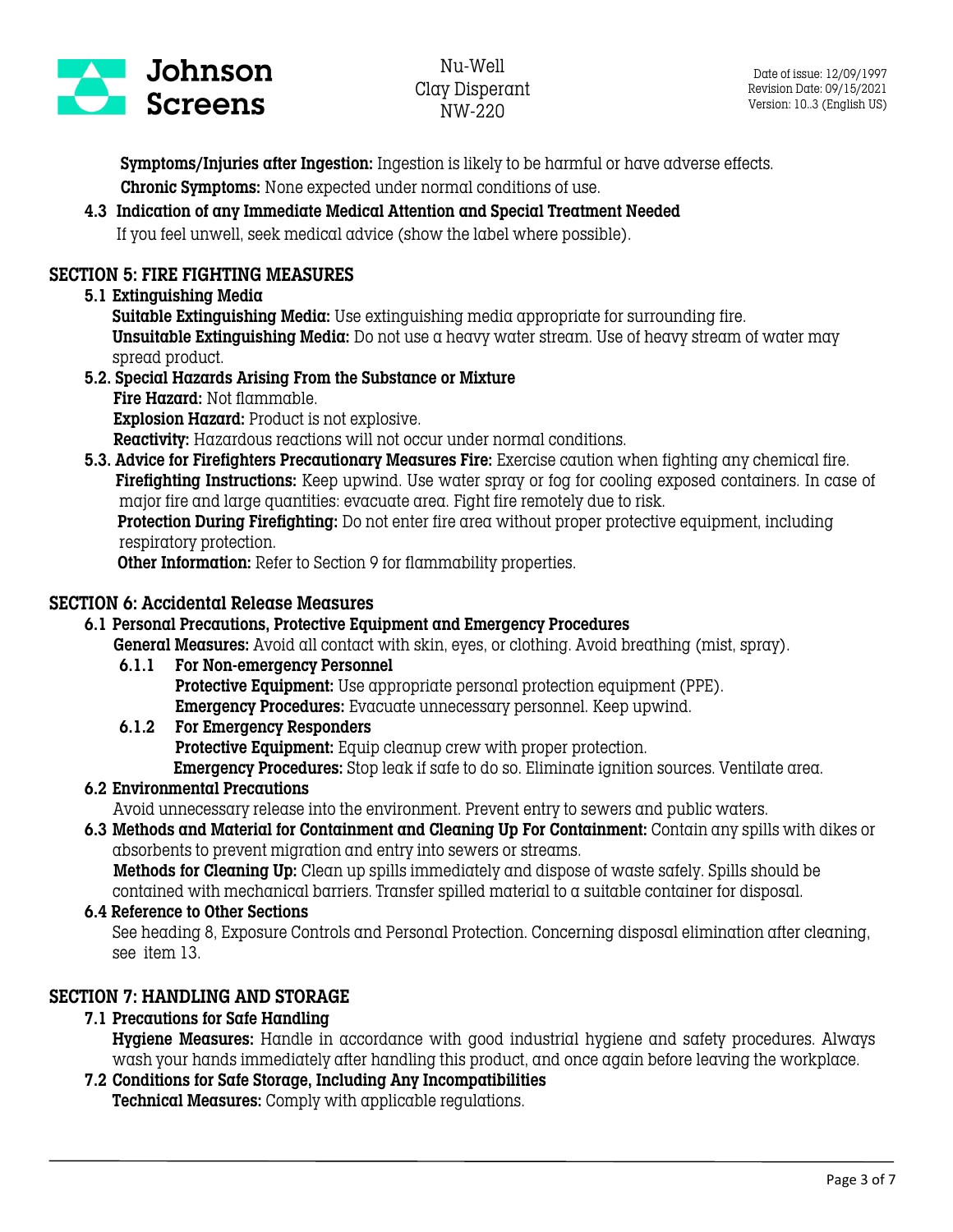**Symptoms/Injuries after Ingestion:** Ingestion is likely to be harmful or have adverse effects.

**Chronic Symptoms:** None expected under normal conditions of use.

### 4.3 Indication of any Immediate Medical Attention and Special Treatment Needed

If you feel unwell, seek medical advice (show the label where possible).

## SECTION 5: FIRE FIGHTING MEASURES

### 5.1 Extinguishing Media

**Suitable Extinguishing Media:** Use extinguishing media appropriate for surrounding fire.

**Unsuitable Extinguishing Media:** Do not use a heavy water stream. Use of heavy stream of water may spread product.

### 5.2. Special Hazards Arising From the Substance or Mixture

**Fire Hazard:** Not flammable.

**Explosion Hazard:** Product is not explosive.

**Reactivity:** Hazardous reactions will not occur under normal conditions.

### 5.3. Advice for Firefighters Precautionary Measures Fire:

Exercise caution when fighting any chemical fire.

**Firefighting Instructions:** Keep upwind. Use water spray or fog for cooling exposed containers. In case of major fire and large quantities: evacuate area. Fight fire remotely due to risk.

**Protection During Firefighting:** Do not enter fire area without proper protective equipment, including respiratory protection.

**Other Information:** Refer to Section 9 for flammability properties.

## SECTION 6: Accidental Release Measures

### 6.1 Personal Precautions, Protective Equipment and Emergency Procedures

**General Measures:** Avoid all contact with skin, eyes, or clothing. Avoid breathing (mist, spray).

#### 6.1.1 For Non-emergency Personnel

**Protective Equipment:** Use appropriate personal protection equipment (PPE).

**Emergency Procedures:** Evacuate unnecessary personnel. Keep upwind.

#### 6.1.2 For Emergency Responders

**Protective Equipment:** Equip cleanup crew with proper protection.

**Emergency Procedures:** Stop leak if safe to do so. Eliminate ignition sources. Ventilate area.

### 6.2 Environmental Precautions

Avoid unnecessary release into the environment. Prevent entry to sewers and public waters.

### 6.3 Methods and Material for Containment and Cleaning Up For Containment:

Contain any spills with dikes or absorbents to prevent migration and entry into sewers or streams.

**Methods for Cleaning Up:** Clean up spills immediately and dispose of waste safely. Spills should be contained with mechanical barriers. Transfer spilled material to a suitable container for disposal.

### 6.4 Reference to Other Sections

See heading 8, Exposure Controls and Personal Protection. Concerning disposal elimination after cleaning, see item 13.

## SECTION 7: HANDLING AND STORAGE

### 7.1 Precautions for Safe Handling

**Hygiene Measures:** Handle in accordance with good industrial hygiene and safety procedures. Always wash your hands immediately after handling this product, and once again before leaving the workplace.

### 7.2 Conditions for Safe Storage, Including Any Incompatibilities

**Technical Measures:** Comply with applicable regulations.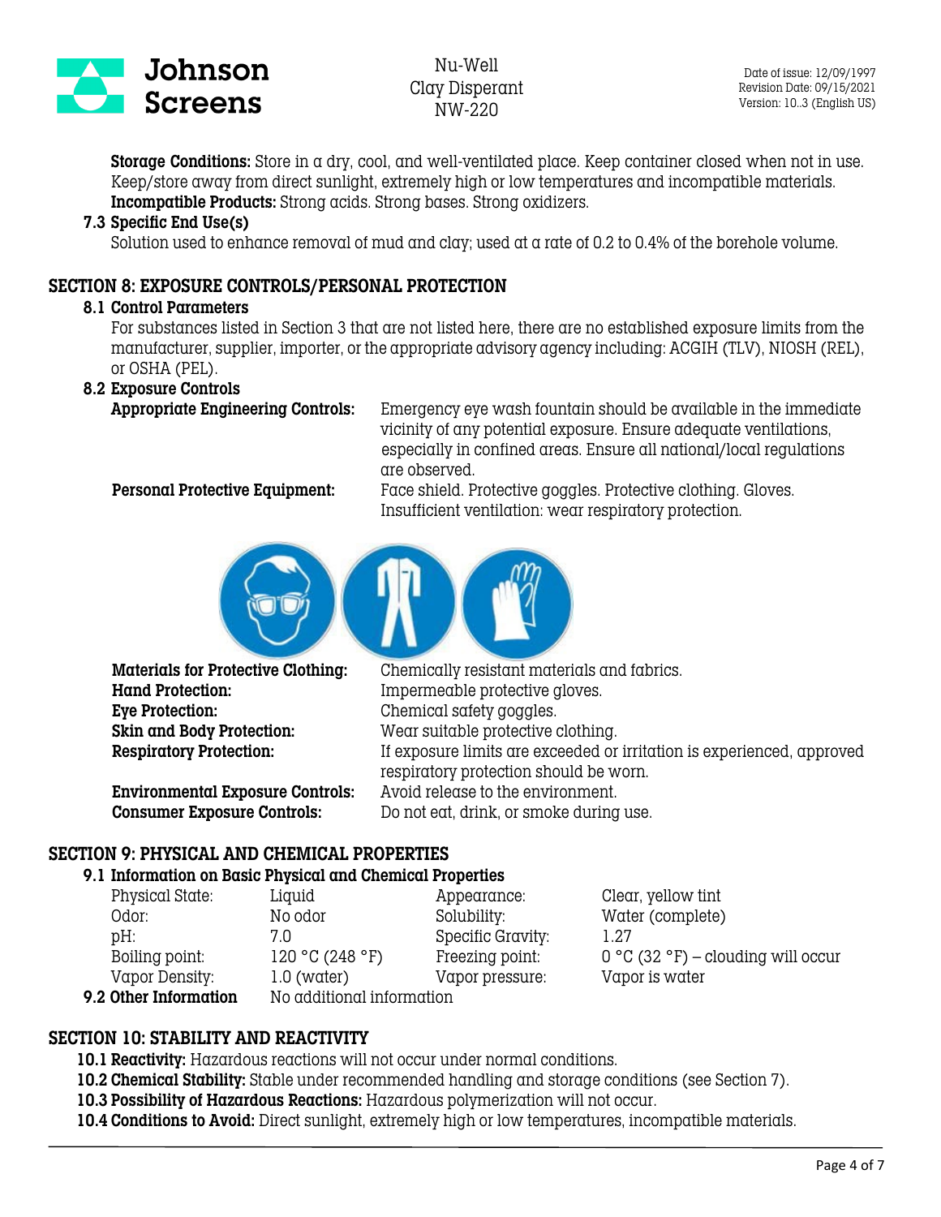**Storage Conditions:** Store in a dry, cool, and well-ventilated place. Keep container closed when not in use. Keep/store away from direct sunlight, extremely high or low temperatures and incompatible materials.
**Incompatible Products:** Strong acids. Strong bases. Strong oxidizers.

### 7.3 Specific End Use(s)

Solution used to enhance removal of mud and clay; used at a rate of 0.2 to 0.4% of the borehole volume.

## SECTION 8: EXPOSURE CONTROLS/PERSONAL PROTECTION

### 8.1 Control Parameters

For substances listed in Section 3 that are not listed here, there are no established exposure limits from the manufacturer, supplier, importer, or the appropriate advisory agency including: ACGIH (TLV), NIOSH (REL), or OSHA (PEL).

### 8.2 Exposure Controls

**Appropriate Engineering Controls:** Emergency eye wash fountain should be available in the immediate vicinity of any potential exposure. Ensure adequate ventilations, especially in confined areas. Ensure all national/local regulations are observed.

**Personal Protective Equipment:** Face shield. Protective goggles. Protective clothing. Gloves. Insufficient ventilation: wear respiratory protection.

**Materials for Protective Clothing:** Chemically resistant materials and fabrics.
**Hand Protection:** Impermeable protective gloves.
**Eye Protection:** Chemical safety goggles.
**Skin and Body Protection:** Wear suitable protective clothing.
**Respiratory Protection:** If exposure limits are exceeded or irritation is experienced, approved respiratory protection should be worn.

**Environmental Exposure Controls:** Avoid release to the environment.
**Consumer Exposure Controls:** Do not eat, drink, or smoke during use.

## SECTION 9: PHYSICAL AND CHEMICAL PROPERTIES

### 9.1 Information on Basic Physical and Chemical Properties

| | | | |
|---|---|---|---|
| Physical State: | Liquid | Appearance: | Clear, yellow tint |
| Odor: | No odor | Solubility: | Water (complete) |
| pH: | 7.0 | Specific Gravity: | 1.27 |
| Boiling point: | 120 °C (248 °F) | Freezing point: | 0 °C (32 °F) – clouding will occur |
| Vapor Density: | 1.0 (water) | Vapor pressure: | Vapor is water |

### 9.2 Other Information

No additional information

## SECTION 10: STABILITY AND REACTIVITY

**10.1 Reactivity:** Hazardous reactions will not occur under normal conditions.
**10.2 Chemical Stability:** Stable under recommended handling and storage conditions (see Section 7).
**10.3 Possibility of Hazardous Reactions:** Hazardous polymerization will not occur.
**10.4 Conditions to Avoid:** Direct sunlight, extremely high or low temperatures, incompatible materials.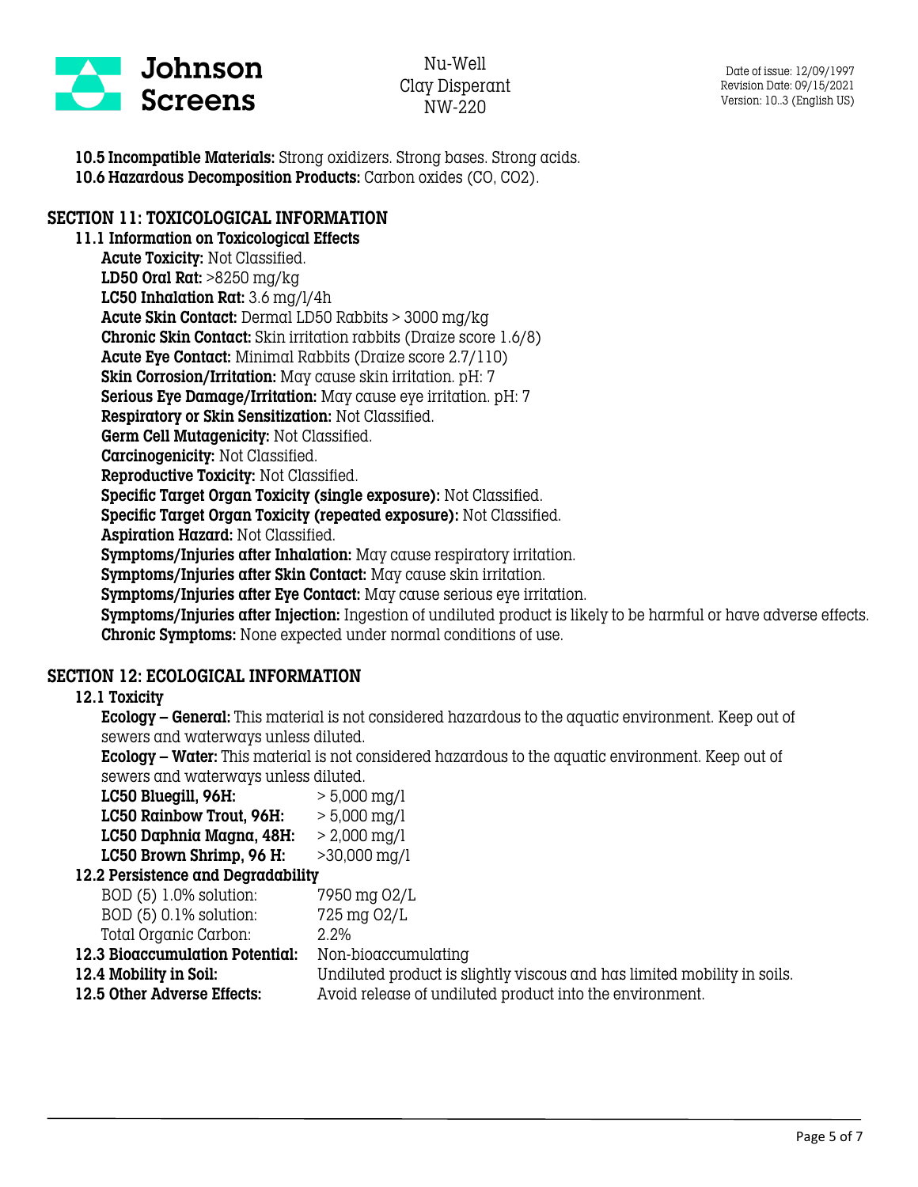**10.5 Incompatible Materials:** Strong oxidizers. Strong bases. Strong acids.
**10.6 Hazardous Decomposition Products:** Carbon oxides (CO, $CO_2$).

## SECTION 11: TOXICOLOGICAL INFORMATION

### 11.1 Information on Toxicological Effects

**Acute Toxicity:** Not Classified.
**LD50 Oral Rat:** >8250 mg/kg
**LC50 Inhalation Rat:** 3.6 mg/l/4h
**Acute Skin Contact:** Dermal LD50 Rabbits > 3000 mg/kg
**Chronic Skin Contact:** Skin irritation rabbits (Draize score 1.6/8)
**Acute Eye Contact:** Minimal Rabbits (Draize score 2.7/110)
**Skin Corrosion/Irritation:** May cause skin irritation. pH: 7
**Serious Eye Damage/Irritation:** May cause eye irritation. pH: 7
**Respiratory or Skin Sensitization:** Not Classified.
**Germ Cell Mutagenicity:** Not Classified.
**Carcinogenicity:** Not Classified.
**Reproductive Toxicity:** Not Classified.
**Specific Target Organ Toxicity (single exposure):** Not Classified.
**Specific Target Organ Toxicity (repeated exposure):** Not Classified.
**Aspiration Hazard:** Not Classified.
**Symptoms/Injuries after Inhalation:** May cause respiratory irritation.
**Symptoms/Injuries after Skin Contact:** May cause skin irritation.
**Symptoms/Injuries after Eye Contact:** May cause serious eye irritation.
**Symptoms/Injuries after Injection:** Ingestion of undiluted product is likely to be harmful or have adverse effects.
**Chronic Symptoms:** None expected under normal conditions of use.

## SECTION 12: ECOLOGICAL INFORMATION

### 12.1 Toxicity

**Ecology – General:** This material is not considered hazardous to the aquatic environment. Keep out of sewers and waterways unless diluted.
**Ecology – Water:** This material is not considered hazardous to the aquatic environment. Keep out of sewers and waterways unless diluted.

| | |
|---|---|
| **LC50 Bluegill, 96H:** | > 5,000 mg/l |
| **LC50 Rainbow Trout, 96H:** | > 5,000 mg/l |
| **LC50 Daphnia Magna, 48H:** | > 2,000 mg/l |
| **LC50 Brown Shrimp, 96 H:** | >30,000 mg/l |

### 12.2 Persistence and Degradability

| | |
|---|---|
| BOD (5) 1.0% solution: | 7950 mg $O_2$/L |
| BOD (5) 0.1% solution: | 725 mg $O_2$/L |
| Total Organic Carbon: | 2.2% |

**12.3 Bioaccumulation Potential:** Non-bioaccumulating
**12.4 Mobility in Soil:** Undiluted product is slightly viscous and has limited mobility in soils.
**12.5 Other Adverse Effects:** Avoid release of undiluted product into the environment.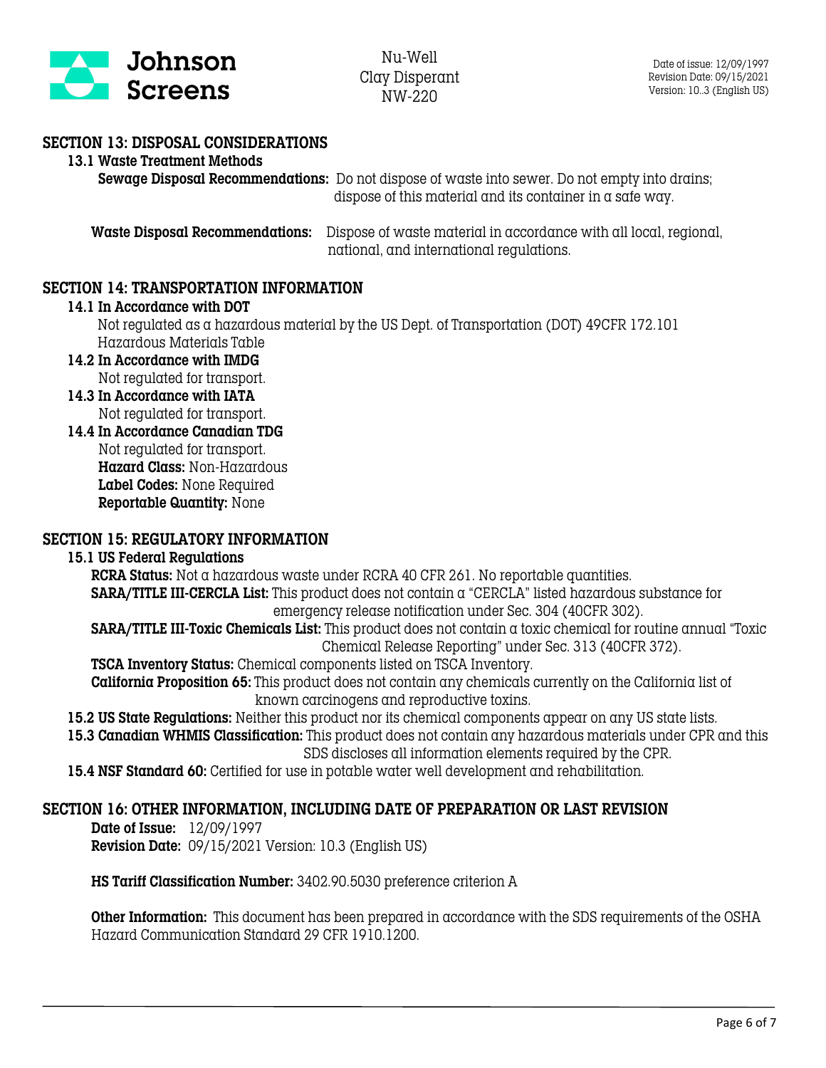## SECTION 13: DISPOSAL CONSIDERATIONS

### 13.1 Waste Treatment Methods

**Sewage Disposal Recommendations:** Do not dispose of waste into sewer. Do not empty into drains; dispose of this material and its container in a safe way.

**Waste Disposal Recommendations:** Dispose of waste material in accordance with all local, regional, national, and international regulations.

## SECTION 14: TRANSPORTATION INFORMATION

### 14.1 In Accordance with DOT

Not regulated as a hazardous material by the US Dept. of Transportation (DOT) 49CFR 172.101 Hazardous Materials Table

### 14.2 In Accordance with IMDG

Not regulated for transport.

### 14.3 In Accordance with IATA

Not regulated for transport.

### 14.4 In Accordance Canadian TDG

Not regulated for transport.
**Hazard Class:** Non-Hazardous
**Label Codes:** None Required
**Reportable Quantity:** None

## SECTION 15: REGULATORY INFORMATION

### 15.1 US Federal Regulations

**RCRA Status:** Not a hazardous waste under RCRA 40 CFR 261. No reportable quantities.
**SARA/TITLE III-CERCLA List:** This product does not contain a "CERCLA" listed hazardous substance for emergency release notification under Sec. 304 (40CFR 302).
**SARA/TITLE III-Toxic Chemicals List:** This product does not contain a toxic chemical for routine annual "Toxic Chemical Release Reporting" under Sec. 313 (40CFR 372).
**TSCA Inventory Status:** Chemical components listed on TSCA Inventory.
**California Proposition 65:** This product does not contain any chemicals currently on the California list of known carcinogens and reproductive toxins.

**15.2 US State Regulations:** Neither this product nor its chemical components appear on any US state lists.
**15.3 Canadian WHMIS Classification:** This product does not contain any hazardous materials under CPR and this SDS discloses all information elements required by the CPR.
**15.4 NSF Standard 60:** Certified for use in potable water well development and rehabilitation.

## SECTION 16: OTHER INFORMATION, INCLUDING DATE OF PREPARATION OR LAST REVISION

**Date of Issue:** 12/09/1997
**Revision Date:** 09/15/2021 Version: 10.3 (English US)

**HS Tariff Classification Number:** 3402.90.5030 preference criterion A

**Other Information:** This document has been prepared in accordance with the SDS requirements of the OSHA Hazard Communication Standard 29 CFR 1910.1200.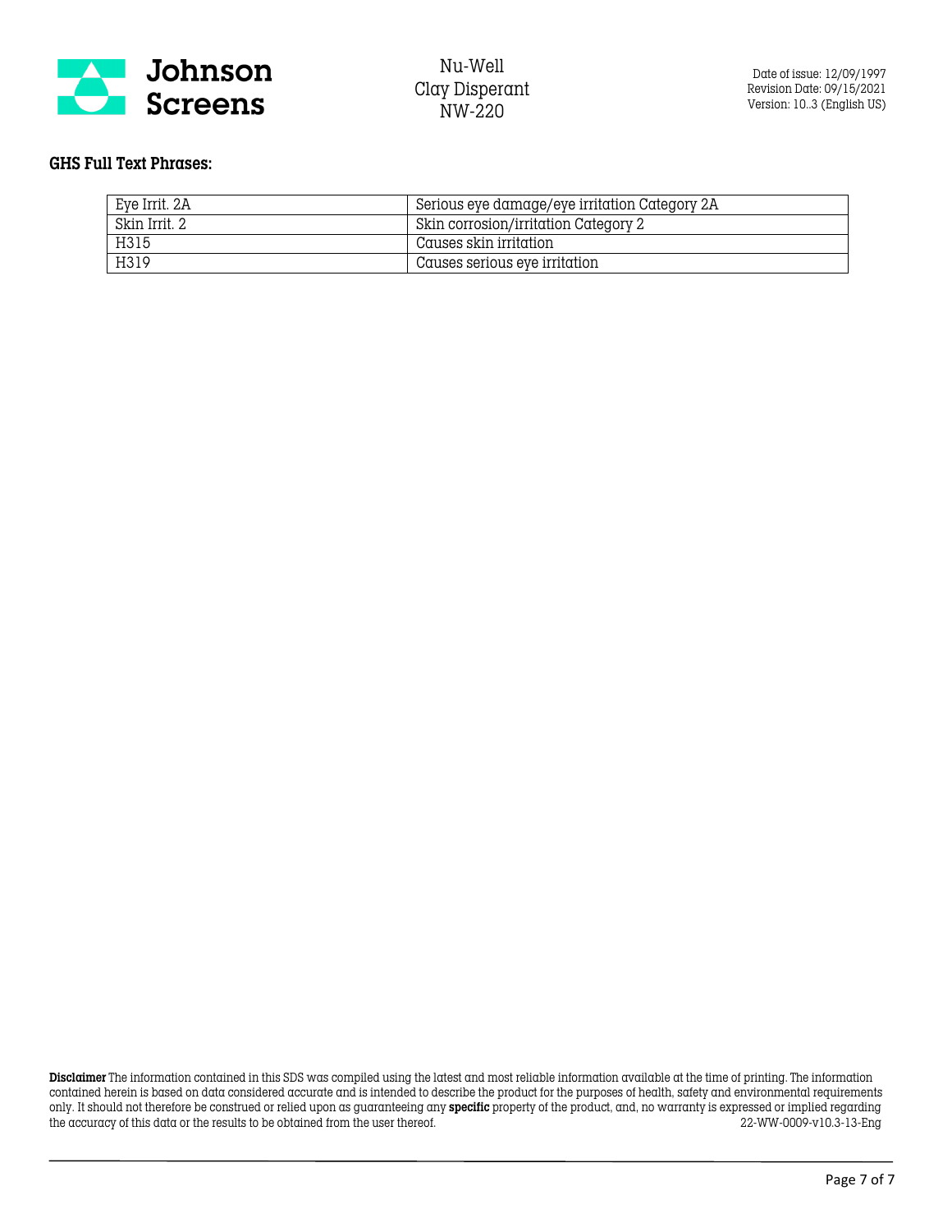### GHS Full Text Phrases:

| | |
|---|---|
| Eye Irrit. 2A | Serious eye damage/eye irritation Category 2A |
| Skin Irrit. 2 | Skin corrosion/irritation Category 2 |
| H315 | Causes skin irritation |
| H319 | Causes serious eye irritation |

**Disclaimer** The information contained in this SDS was compiled using the latest and most reliable information available at the time of printing. The information contained herein is based on data considered accurate and is intended to describe the product for the purposes of health, safety and environmental requirements only. It should not therefore be construed or relied upon as guaranteeing any **specific** property of the product, and, no warranty is expressed or implied regarding the accuracy of this data or the results to be obtained from the user thereof. 22-WW-0009-v10.3-13-Eng